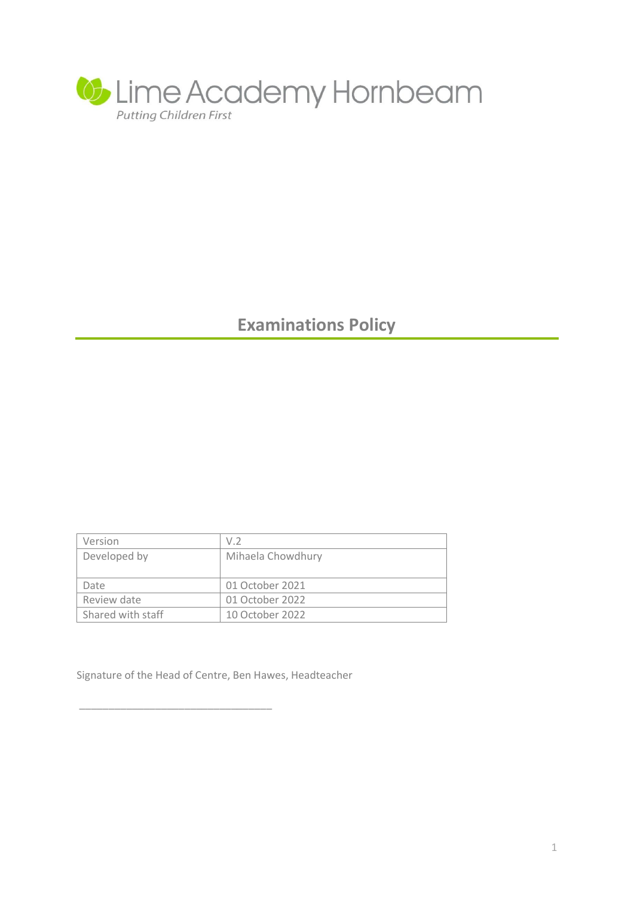Lime Academy Hornbeam

*Putting Children First*

# Examinations Policy

| Version | V.2 |
| --- | --- |
| Developed by | Mihaela Chowdhury |
| Date | 01 October 2021 |
| Review date | 01 October 2022 |
| Shared with staff | 10 October 2022 |

Signature of the Head of Centre, Ben Hawes, Headteacher

_________________________________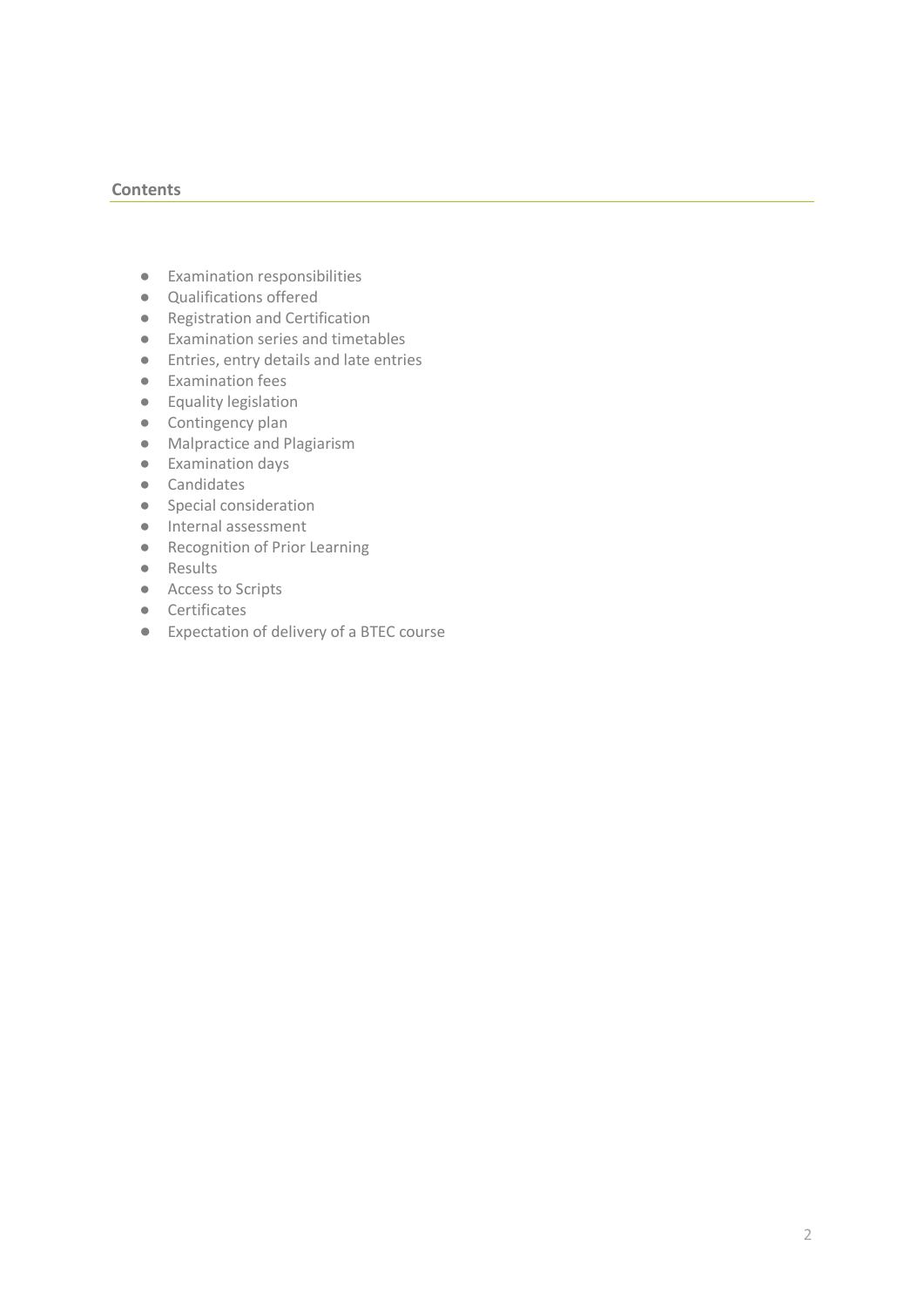## Contents

- Examination responsibilities
- Qualifications offered
- Registration and Certification
- Examination series and timetables
- Entries, entry details and late entries
- Examination fees
- Equality legislation
- Contingency plan
- Malpractice and Plagiarism
- Examination days
- Candidates
- Special consideration
- Internal assessment
- Recognition of Prior Learning
- Results
- Access to Scripts
- Certificates
- Expectation of delivery of a BTEC course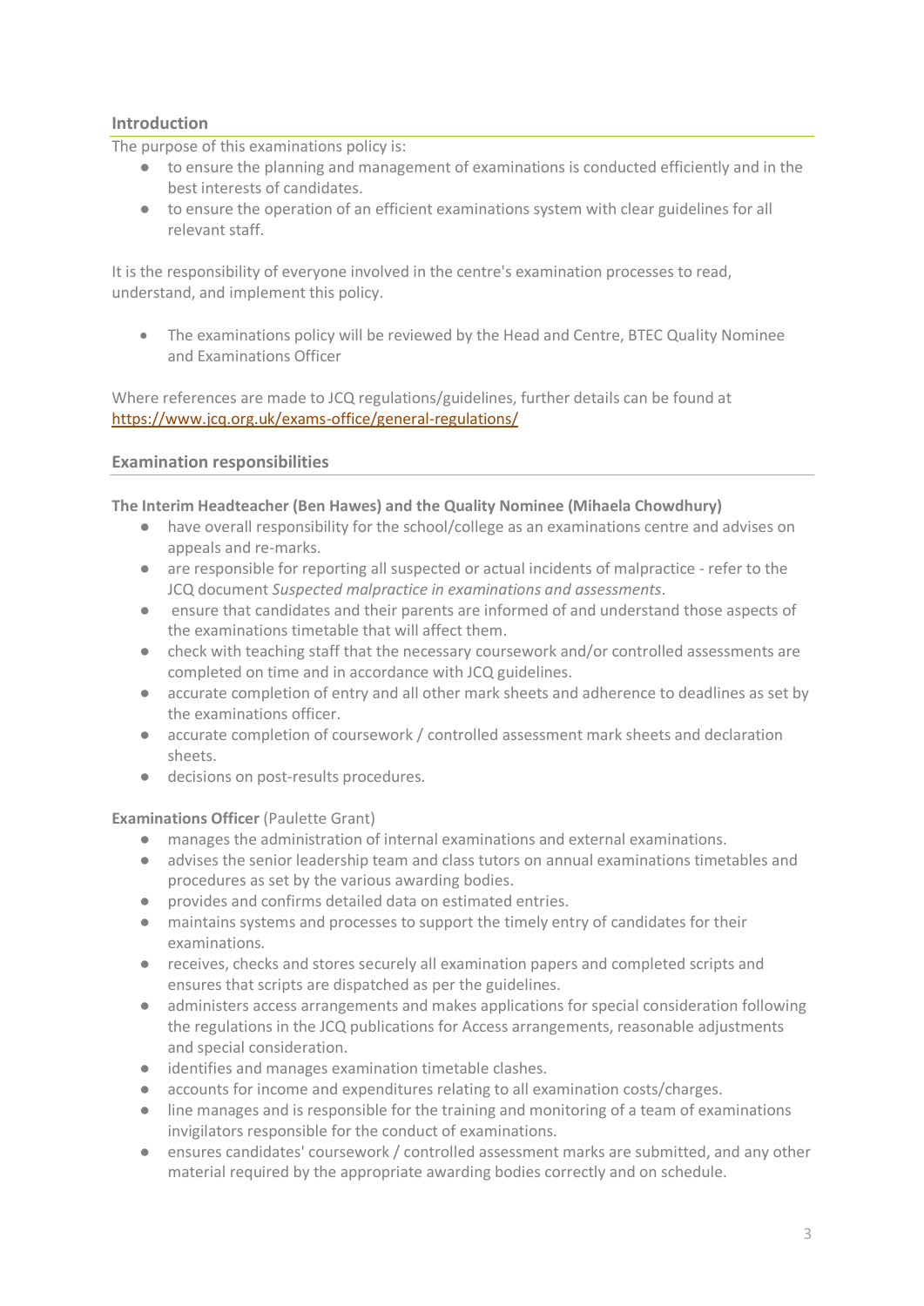## Introduction

The purpose of this examinations policy is:

- to ensure the planning and management of examinations is conducted efficiently and in the best interests of candidates.
- to ensure the operation of an efficient examinations system with clear guidelines for all relevant staff.

It is the responsibility of everyone involved in the centre's examination processes to read, understand, and implement this policy.

- The examinations policy will be reviewed by the Head and Centre, BTEC Quality Nominee and Examinations Officer

Where references are made to JCQ regulations/guidelines, further details can be found at https://www.jcq.org.uk/exams-office/general-regulations/

## Examination responsibilities

**The Interim Headteacher (Ben Hawes) and the Quality Nominee (Mihaela Chowdhury)**

- have overall responsibility for the school/college as an examinations centre and advises on appeals and re-marks.
- are responsible for reporting all suspected or actual incidents of malpractice - refer to the JCQ document *Suspected malpractice in examinations and assessments*.
- ensure that candidates and their parents are informed of and understand those aspects of the examinations timetable that will affect them.
- check with teaching staff that the necessary coursework and/or controlled assessments are completed on time and in accordance with JCQ guidelines.
- accurate completion of entry and all other mark sheets and adherence to deadlines as set by the examinations officer.
- accurate completion of coursework / controlled assessment mark sheets and declaration sheets.
- decisions on post-results procedures.

**Examinations Officer** (Paulette Grant)

- manages the administration of internal examinations and external examinations.
- advises the senior leadership team and class tutors on annual examinations timetables and procedures as set by the various awarding bodies.
- provides and confirms detailed data on estimated entries.
- maintains systems and processes to support the timely entry of candidates for their examinations.
- receives, checks and stores securely all examination papers and completed scripts and ensures that scripts are dispatched as per the guidelines.
- administers access arrangements and makes applications for special consideration following the regulations in the JCQ publications for Access arrangements, reasonable adjustments and special consideration.
- identifies and manages examination timetable clashes.
- accounts for income and expenditures relating to all examination costs/charges.
- line manages and is responsible for the training and monitoring of a team of examinations invigilators responsible for the conduct of examinations.
- ensures candidates' coursework / controlled assessment marks are submitted, and any other material required by the appropriate awarding bodies correctly and on schedule.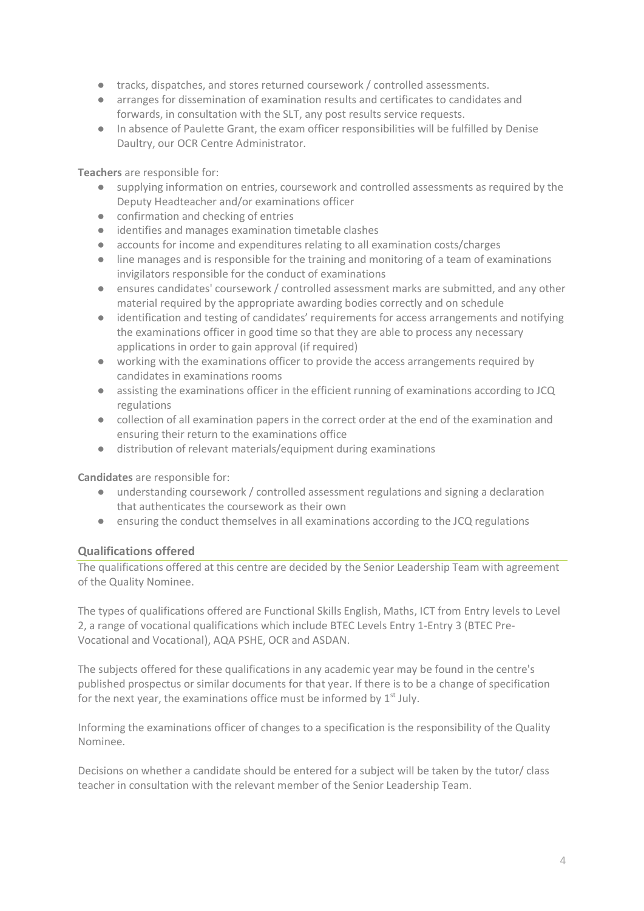- tracks, dispatches, and stores returned coursework / controlled assessments.
- arranges for dissemination of examination results and certificates to candidates and forwards, in consultation with the SLT, any post results service requests.
- In absence of Paulette Grant, the exam officer responsibilities will be fulfilled by Denise Daultry, our OCR Centre Administrator.

**Teachers** are responsible for:

- supplying information on entries, coursework and controlled assessments as required by the Deputy Headteacher and/or examinations officer
- confirmation and checking of entries
- identifies and manages examination timetable clashes
- accounts for income and expenditures relating to all examination costs/charges
- line manages and is responsible for the training and monitoring of a team of examinations invigilators responsible for the conduct of examinations
- ensures candidates' coursework / controlled assessment marks are submitted, and any other material required by the appropriate awarding bodies correctly and on schedule
- identification and testing of candidates' requirements for access arrangements and notifying the examinations officer in good time so that they are able to process any necessary applications in order to gain approval (if required)
- working with the examinations officer to provide the access arrangements required by candidates in examinations rooms
- assisting the examinations officer in the efficient running of examinations according to JCQ regulations
- collection of all examination papers in the correct order at the end of the examination and ensuring their return to the examinations office
- distribution of relevant materials/equipment during examinations

**Candidates** are responsible for:

- understanding coursework / controlled assessment regulations and signing a declaration that authenticates the coursework as their own
- ensuring the conduct themselves in all examinations according to the JCQ regulations

## Qualifications offered

The qualifications offered at this centre are decided by the Senior Leadership Team with agreement of the Quality Nominee.

The types of qualifications offered are Functional Skills English, Maths, ICT from Entry levels to Level 2, a range of vocational qualifications which include BTEC Levels Entry 1-Entry 3 (BTEC Pre-Vocational and Vocational), AQA PSHE, OCR and ASDAN.

The subjects offered for these qualifications in any academic year may be found in the centre's published prospectus or similar documents for that year. If there is to be a change of specification for the next year, the examinations office must be informed by 1st July.

Informing the examinations officer of changes to a specification is the responsibility of the Quality Nominee.

Decisions on whether a candidate should be entered for a subject will be taken by the tutor/ class teacher in consultation with the relevant member of the Senior Leadership Team.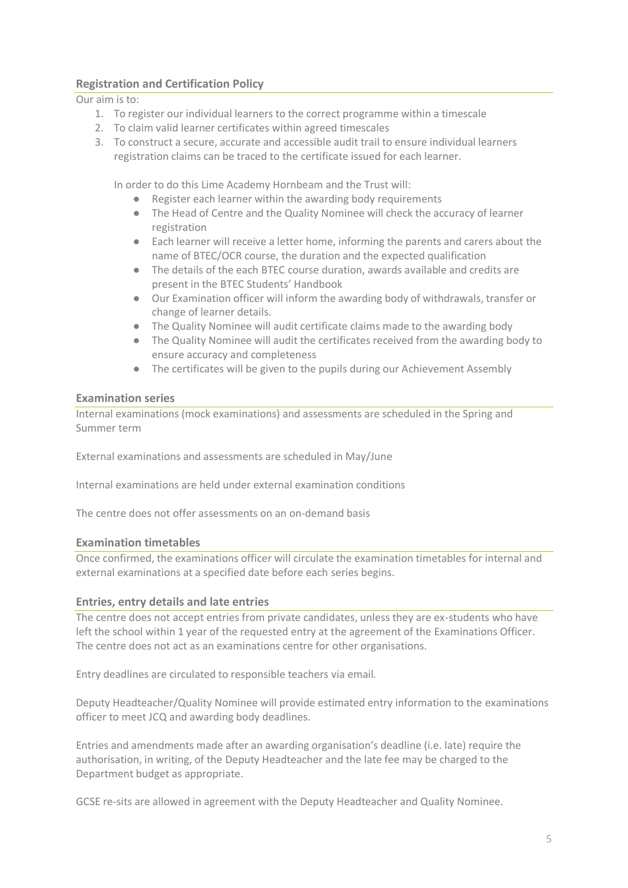### Registration and Certification Policy

Our aim is to:

1. To register our individual learners to the correct programme within a timescale
2. To claim valid learner certificates within agreed timescales
3. To construct a secure, accurate and accessible audit trail to ensure individual learners registration claims can be traced to the certificate issued for each learner.

   In order to do this Lime Academy Hornbeam and the Trust will:

   - Register each learner within the awarding body requirements
   - The Head of Centre and the Quality Nominee will check the accuracy of learner registration
   - Each learner will receive a letter home, informing the parents and carers about the name of BTEC/OCR course, the duration and the expected qualification
   - The details of the each BTEC course duration, awards available and credits are present in the BTEC Students' Handbook
   - Our Examination officer will inform the awarding body of withdrawals, transfer or change of learner details.
   - The Quality Nominee will audit certificate claims made to the awarding body
   - The Quality Nominee will audit the certificates received from the awarding body to ensure accuracy and completeness
   - The certificates will be given to the pupils during our Achievement Assembly

### Examination series

Internal examinations (mock examinations) and assessments are scheduled in the Spring and Summer term

External examinations and assessments are scheduled in May/June

Internal examinations are held under external examination conditions

The centre does not offer assessments on an on-demand basis

### Examination timetables

Once confirmed, the examinations officer will circulate the examination timetables for internal and external examinations at a specified date before each series begins.

### Entries, entry details and late entries

The centre does not accept entries from private candidates, unless they are ex-students who have left the school within 1 year of the requested entry at the agreement of the Examinations Officer. The centre does not act as an examinations centre for other organisations.

Entry deadlines are circulated to responsible teachers via email.

Deputy Headteacher/Quality Nominee will provide estimated entry information to the examinations officer to meet JCQ and awarding body deadlines.

Entries and amendments made after an awarding organisation's deadline (i.e. late) require the authorisation, in writing, of the Deputy Headteacher and the late fee may be charged to the Department budget as appropriate.

GCSE re-sits are allowed in agreement with the Deputy Headteacher and Quality Nominee.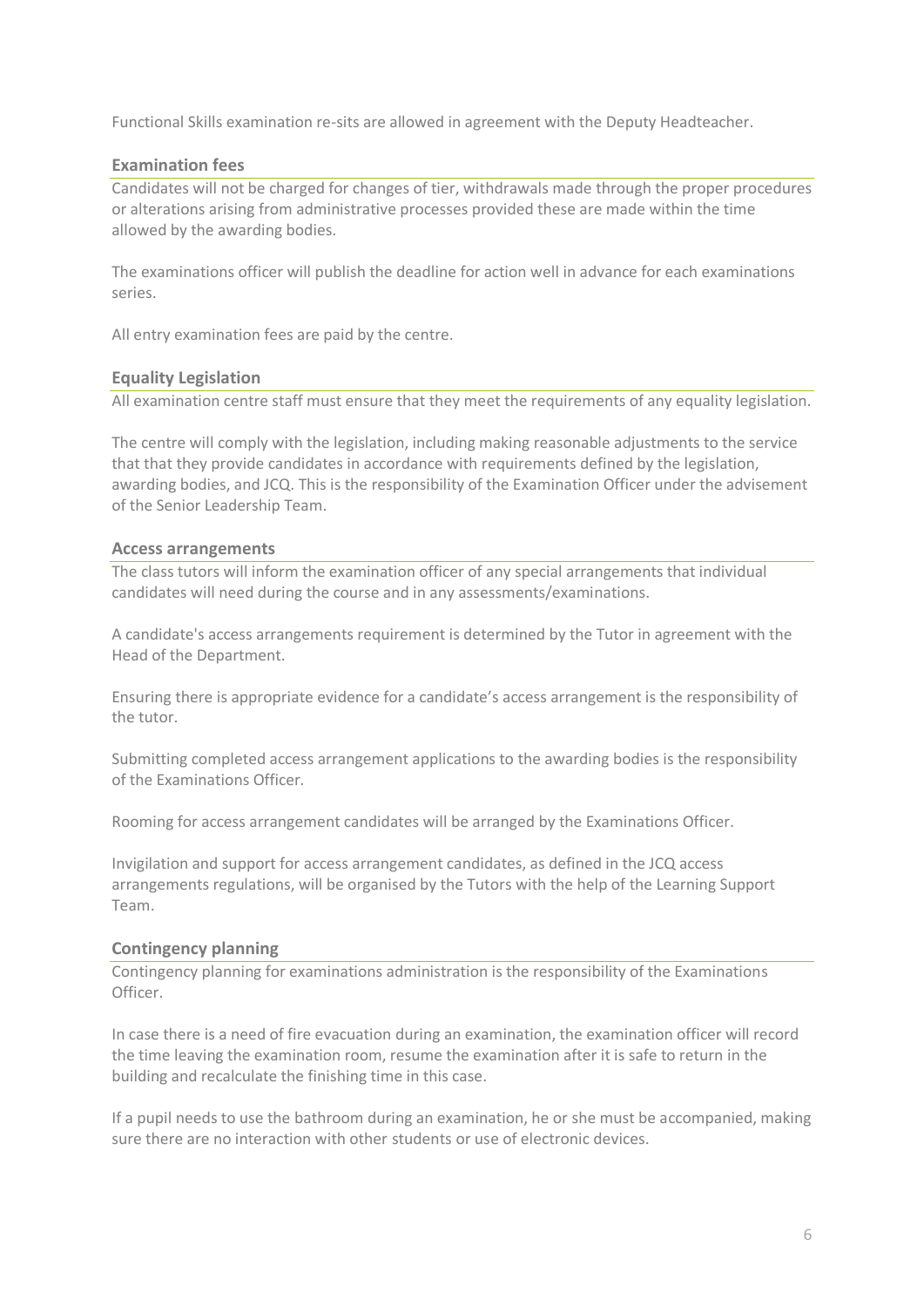Functional Skills examination re-sits are allowed in agreement with the Deputy Headteacher.

### Examination fees

Candidates will not be charged for changes of tier, withdrawals made through the proper procedures or alterations arising from administrative processes provided these are made within the time allowed by the awarding bodies.

The examinations officer will publish the deadline for action well in advance for each examinations series.

All entry examination fees are paid by the centre.

### Equality Legislation

All examination centre staff must ensure that they meet the requirements of any equality legislation.

The centre will comply with the legislation, including making reasonable adjustments to the service that that they provide candidates in accordance with requirements defined by the legislation, awarding bodies, and JCQ. This is the responsibility of the Examination Officer under the advisement of the Senior Leadership Team.

### Access arrangements

The class tutors will inform the examination officer of any special arrangements that individual candidates will need during the course and in any assessments/examinations.

A candidate's access arrangements requirement is determined by the Tutor in agreement with the Head of the Department.

Ensuring there is appropriate evidence for a candidate’s access arrangement is the responsibility of the tutor.

Submitting completed access arrangement applications to the awarding bodies is the responsibility of the Examinations Officer.

Rooming for access arrangement candidates will be arranged by the Examinations Officer.

Invigilation and support for access arrangement candidates, as defined in the JCQ access arrangements regulations, will be organised by the Tutors with the help of the Learning Support Team.

### Contingency planning

Contingency planning for examinations administration is the responsibility of the Examinations Officer.

In case there is a need of fire evacuation during an examination, the examination officer will record the time leaving the examination room, resume the examination after it is safe to return in the building and recalculate the finishing time in this case.

If a pupil needs to use the bathroom during an examination, he or she must be accompanied, making sure there are no interaction with other students or use of electronic devices.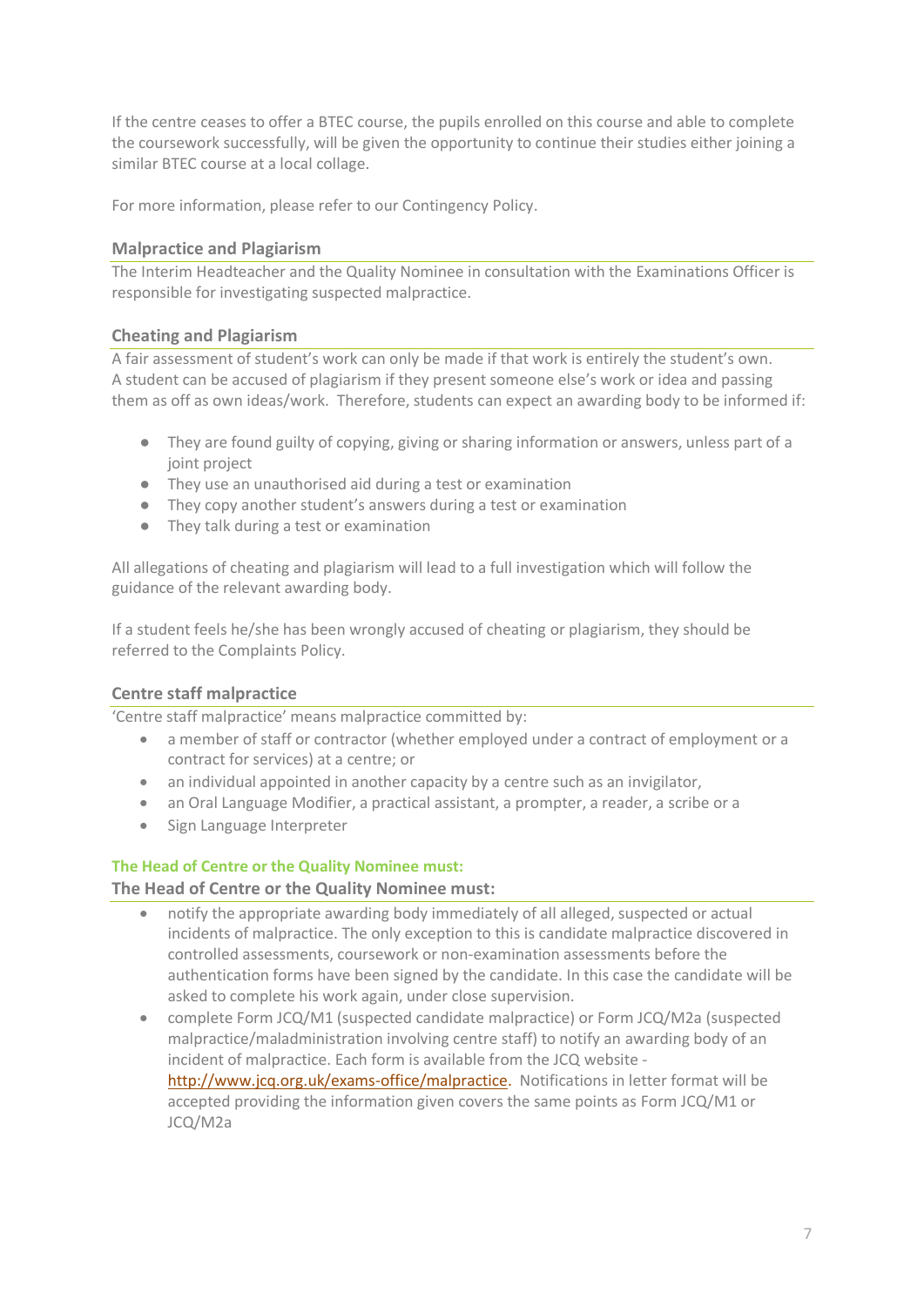If the centre ceases to offer a BTEC course, the pupils enrolled on this course and able to complete the coursework successfully, will be given the opportunity to continue their studies either joining a similar BTEC course at a local collage.

For more information, please refer to our Contingency Policy.

### Malpractice and Plagiarism

The Interim Headteacher and the Quality Nominee in consultation with the Examinations Officer is responsible for investigating suspected malpractice.

### Cheating and Plagiarism

A fair assessment of student's work can only be made if that work is entirely the student's own. A student can be accused of plagiarism if they present someone else's work or idea and passing them as off as own ideas/work. Therefore, students can expect an awarding body to be informed if:

- They are found guilty of copying, giving or sharing information or answers, unless part of a joint project
- They use an unauthorised aid during a test or examination
- They copy another student's answers during a test or examination
- They talk during a test or examination

All allegations of cheating and plagiarism will lead to a full investigation which will follow the guidance of the relevant awarding body.

If a student feels he/she has been wrongly accused of cheating or plagiarism, they should be referred to the Complaints Policy.

### Centre staff malpractice

'Centre staff malpractice' means malpractice committed by:

- a member of staff or contractor (whether employed under a contract of employment or a contract for services) at a centre; or
- an individual appointed in another capacity by a centre such as an invigilator,
- an Oral Language Modifier, a practical assistant, a prompter, a reader, a scribe or a
- Sign Language Interpreter

**The Head of Centre or the Quality Nominee must:**

### The Head of Centre or the Quality Nominee must:

- notify the appropriate awarding body immediately of all alleged, suspected or actual incidents of malpractice. The only exception to this is candidate malpractice discovered in controlled assessments, coursework or non-examination assessments before the authentication forms have been signed by the candidate. In this case the candidate will be asked to complete his work again, under close supervision.
- complete Form JCQ/M1 (suspected candidate malpractice) or Form JCQ/M2a (suspected malpractice/maladministration involving centre staff) to notify an awarding body of an incident of malpractice. Each form is available from the JCQ website - http://www.jcq.org.uk/exams-office/malpractice. Notifications in letter format will be accepted providing the information given covers the same points as Form JCQ/M1 or JCQ/M2a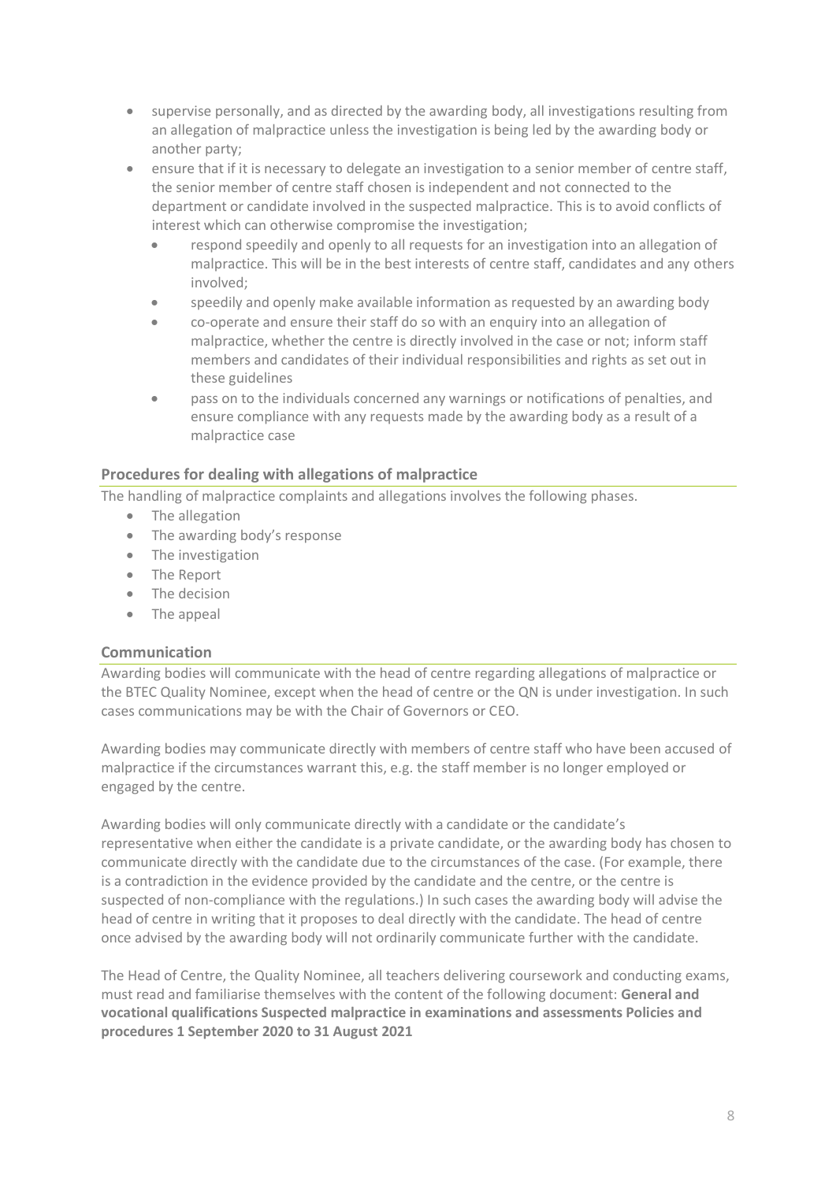- supervise personally, and as directed by the awarding body, all investigations resulting from an allegation of malpractice unless the investigation is being led by the awarding body or another party;
- ensure that if it is necessary to delegate an investigation to a senior member of centre staff, the senior member of centre staff chosen is independent and not connected to the department or candidate involved in the suspected malpractice. This is to avoid conflicts of interest which can otherwise compromise the investigation;
  - respond speedily and openly to all requests for an investigation into an allegation of malpractice. This will be in the best interests of centre staff, candidates and any others involved;
  - speedily and openly make available information as requested by an awarding body
  - co-operate and ensure their staff do so with an enquiry into an allegation of malpractice, whether the centre is directly involved in the case or not; inform staff members and candidates of their individual responsibilities and rights as set out in these guidelines
  - pass on to the individuals concerned any warnings or notifications of penalties, and ensure compliance with any requests made by the awarding body as a result of a malpractice case

## Procedures for dealing with allegations of malpractice

The handling of malpractice complaints and allegations involves the following phases.

- The allegation
- The awarding body's response
- The investigation
- The Report
- The decision
- The appeal

## Communication

Awarding bodies will communicate with the head of centre regarding allegations of malpractice or the BTEC Quality Nominee, except when the head of centre or the QN is under investigation. In such cases communications may be with the Chair of Governors or CEO.

Awarding bodies may communicate directly with members of centre staff who have been accused of malpractice if the circumstances warrant this, e.g. the staff member is no longer employed or engaged by the centre.

Awarding bodies will only communicate directly with a candidate or the candidate's representative when either the candidate is a private candidate, or the awarding body has chosen to communicate directly with the candidate due to the circumstances of the case. (For example, there is a contradiction in the evidence provided by the candidate and the centre, or the centre is suspected of non-compliance with the regulations.) In such cases the awarding body will advise the head of centre in writing that it proposes to deal directly with the candidate. The head of centre once advised by the awarding body will not ordinarily communicate further with the candidate.

The Head of Centre, the Quality Nominee, all teachers delivering coursework and conducting exams, must read and familiarise themselves with the content of the following document: **General and vocational qualifications Suspected malpractice in examinations and assessments Policies and procedures 1 September 2020 to 31 August 2021**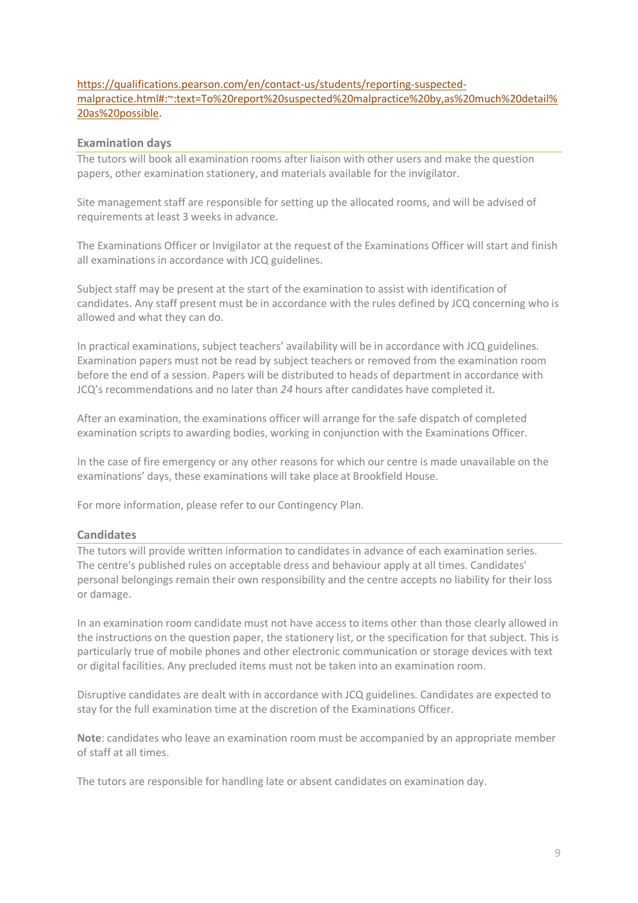[https://qualifications.pearson.com/en/contact-us/students/reporting-suspected-malpractice.html#:~:text=To%20report%20suspected%20malpractice%20by,as%20much%20detail%20as%20possible](https://qualifications.pearson.com/en/contact-us/students/reporting-suspected-malpractice.html#:~:text=To%20report%20suspected%20malpractice%20by,as%20much%20detail%20as%20possible).

## Examination days

The tutors will book all examination rooms after liaison with other users and make the question papers, other examination stationery, and materials available for the invigilator.

Site management staff are responsible for setting up the allocated rooms, and will be advised of requirements at least 3 weeks in advance.

The Examinations Officer or Invigilator at the request of the Examinations Officer will start and finish all examinations in accordance with JCQ guidelines.

Subject staff may be present at the start of the examination to assist with identification of candidates. Any staff present must be in accordance with the rules defined by JCQ concerning who is allowed and what they can do.

In practical examinations, subject teachers' availability will be in accordance with JCQ guidelines. Examination papers must not be read by subject teachers or removed from the examination room before the end of a session. Papers will be distributed to heads of department in accordance with JCQ's recommendations and no later than *24* hours after candidates have completed it.

After an examination, the examinations officer will arrange for the safe dispatch of completed examination scripts to awarding bodies, working in conjunction with the Examinations Officer.

In the case of fire emergency or any other reasons for which our centre is made unavailable on the examinations' days, these examinations will take place at Brookfield House.

For more information, please refer to our Contingency Plan.

## Candidates

The tutors will provide written information to candidates in advance of each examination series. The centre's published rules on acceptable dress and behaviour apply at all times. Candidates' personal belongings remain their own responsibility and the centre accepts no liability for their loss or damage.

In an examination room candidate must not have access to items other than those clearly allowed in the instructions on the question paper, the stationery list, or the specification for that subject. This is particularly true of mobile phones and other electronic communication or storage devices with text or digital facilities. Any precluded items must not be taken into an examination room.

Disruptive candidates are dealt with in accordance with JCQ guidelines. Candidates are expected to stay for the full examination time at the discretion of the Examinations Officer.

**Note**: candidates who leave an examination room must be accompanied by an appropriate member of staff at all times.

The tutors are responsible for handling late or absent candidates on examination day.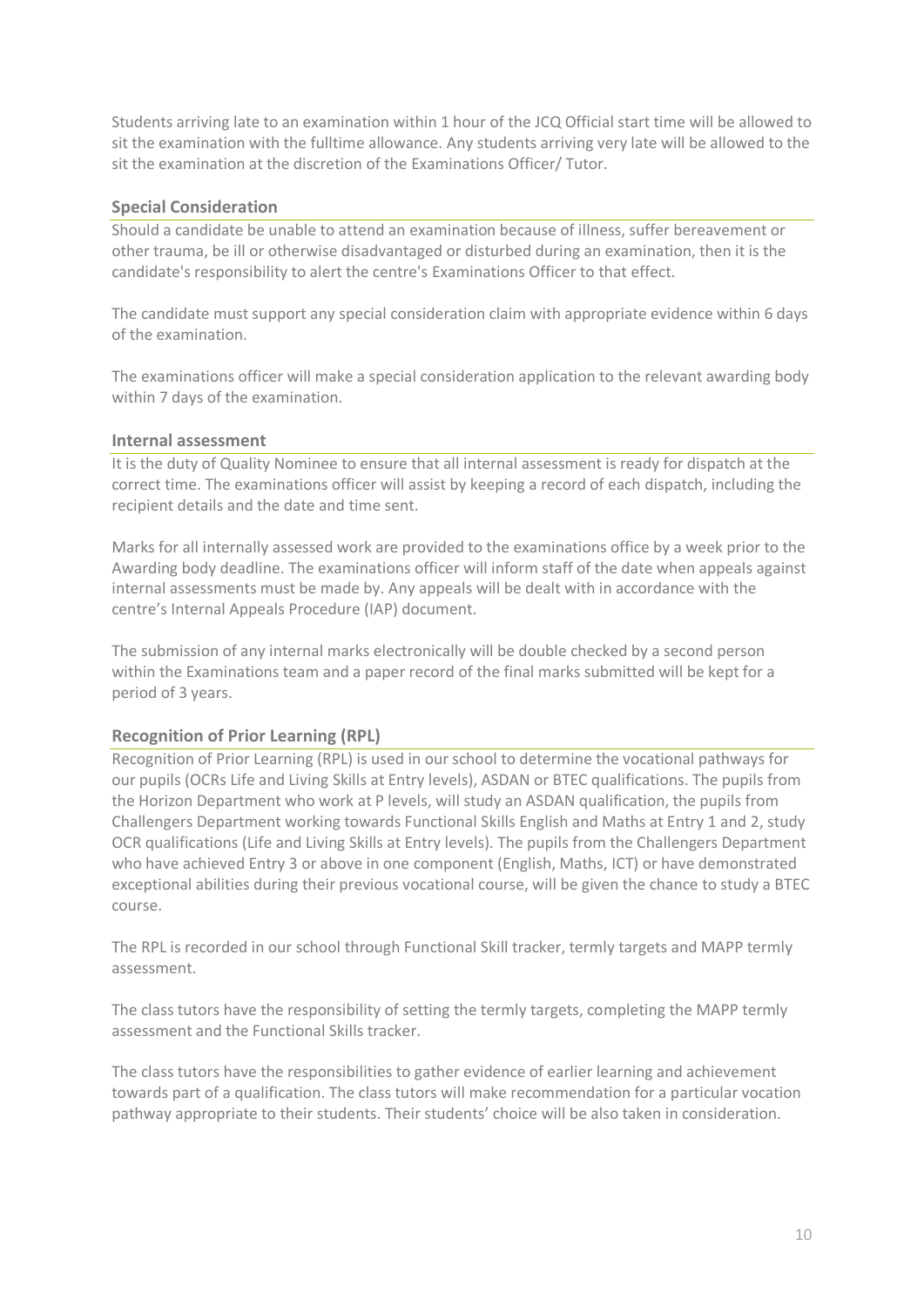Students arriving late to an examination within 1 hour of the JCQ Official start time will be allowed to sit the examination with the fulltime allowance. Any students arriving very late will be allowed to the sit the examination at the discretion of the Examinations Officer/ Tutor.

### Special Consideration

Should a candidate be unable to attend an examination because of illness, suffer bereavement or other trauma, be ill or otherwise disadvantaged or disturbed during an examination, then it is the candidate's responsibility to alert the centre's Examinations Officer to that effect.

The candidate must support any special consideration claim with appropriate evidence within 6 days of the examination.

The examinations officer will make a special consideration application to the relevant awarding body within 7 days of the examination.

### Internal assessment

It is the duty of Quality Nominee to ensure that all internal assessment is ready for dispatch at the correct time. The examinations officer will assist by keeping a record of each dispatch, including the recipient details and the date and time sent.

Marks for all internally assessed work are provided to the examinations office by a week prior to the Awarding body deadline. The examinations officer will inform staff of the date when appeals against internal assessments must be made by. Any appeals will be dealt with in accordance with the centre's Internal Appeals Procedure (IAP) document.

The submission of any internal marks electronically will be double checked by a second person within the Examinations team and a paper record of the final marks submitted will be kept for a period of 3 years.

### Recognition of Prior Learning (RPL)

Recognition of Prior Learning (RPL) is used in our school to determine the vocational pathways for our pupils (OCRs Life and Living Skills at Entry levels), ASDAN or BTEC qualifications. The pupils from the Horizon Department who work at P levels, will study an ASDAN qualification, the pupils from Challengers Department working towards Functional Skills English and Maths at Entry 1 and 2, study OCR qualifications (Life and Living Skills at Entry levels). The pupils from the Challengers Department who have achieved Entry 3 or above in one component (English, Maths, ICT) or have demonstrated exceptional abilities during their previous vocational course, will be given the chance to study a BTEC course.

The RPL is recorded in our school through Functional Skill tracker, termly targets and MAPP termly assessment.

The class tutors have the responsibility of setting the termly targets, completing the MAPP termly assessment and the Functional Skills tracker.

The class tutors have the responsibilities to gather evidence of earlier learning and achievement towards part of a qualification. The class tutors will make recommendation for a particular vocation pathway appropriate to their students. Their students' choice will be also taken in consideration.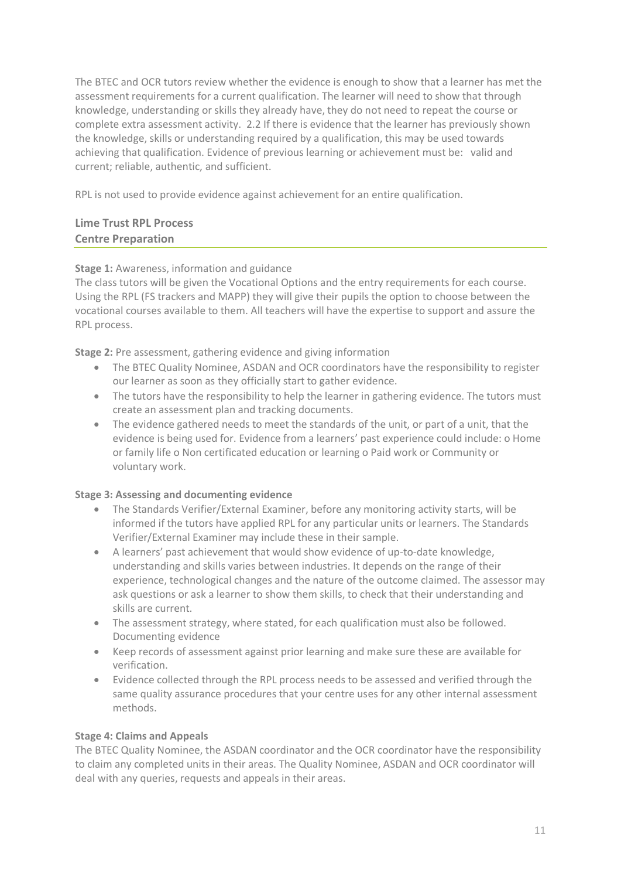The BTEC and OCR tutors review whether the evidence is enough to show that a learner has met the assessment requirements for a current qualification. The learner will need to show that through knowledge, understanding or skills they already have, they do not need to repeat the course or complete extra assessment activity. 2.2 If there is evidence that the learner has previously shown the knowledge, skills or understanding required by a qualification, this may be used towards achieving that qualification. Evidence of previous learning or achievement must be: valid and current; reliable, authentic, and sufficient.

RPL is not used to provide evidence against achievement for an entire qualification.

## Lime Trust RPL Process
## Centre Preparation

**Stage 1:** Awareness, information and guidance

The class tutors will be given the Vocational Options and the entry requirements for each course. Using the RPL (FS trackers and MAPP) they will give their pupils the option to choose between the vocational courses available to them. All teachers will have the expertise to support and assure the RPL process.

**Stage 2:** Pre assessment, gathering evidence and giving information

- The BTEC Quality Nominee, ASDAN and OCR coordinators have the responsibility to register our learner as soon as they officially start to gather evidence.
- The tutors have the responsibility to help the learner in gathering evidence. The tutors must create an assessment plan and tracking documents.
- The evidence gathered needs to meet the standards of the unit, or part of a unit, that the evidence is being used for. Evidence from a learners' past experience could include: o Home or family life o Non certificated education or learning o Paid work or Community or voluntary work.

**Stage 3: Assessing and documenting evidence**

- The Standards Verifier/External Examiner, before any monitoring activity starts, will be informed if the tutors have applied RPL for any particular units or learners. The Standards Verifier/External Examiner may include these in their sample.
- A learners' past achievement that would show evidence of up-to-date knowledge, understanding and skills varies between industries. It depends on the range of their experience, technological changes and the nature of the outcome claimed. The assessor may ask questions or ask a learner to show them skills, to check that their understanding and skills are current.
- The assessment strategy, where stated, for each qualification must also be followed. Documenting evidence
- Keep records of assessment against prior learning and make sure these are available for verification.
- Evidence collected through the RPL process needs to be assessed and verified through the same quality assurance procedures that your centre uses for any other internal assessment methods.

**Stage 4: Claims and Appeals**

The BTEC Quality Nominee, the ASDAN coordinator and the OCR coordinator have the responsibility to claim any completed units in their areas. The Quality Nominee, ASDAN and OCR coordinator will deal with any queries, requests and appeals in their areas.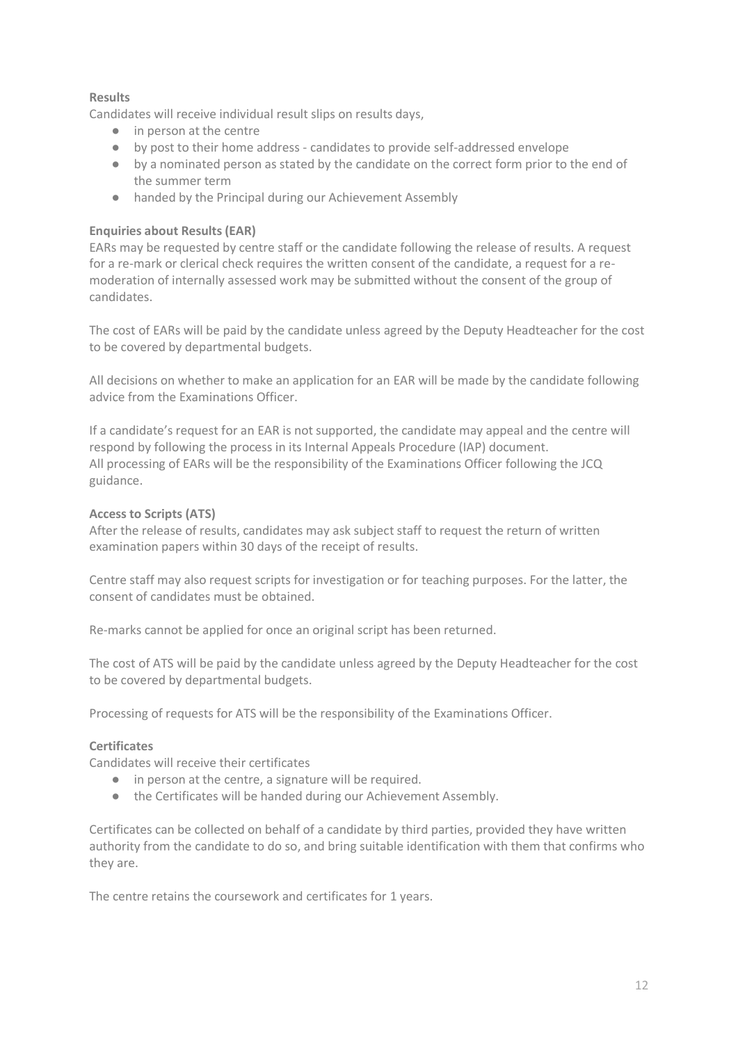**Results**

Candidates will receive individual result slips on results days,

- in person at the centre
- by post to their home address - candidates to provide self-addressed envelope
- by a nominated person as stated by the candidate on the correct form prior to the end of the summer term
- handed by the Principal during our Achievement Assembly

**Enquiries about Results (EAR)**

EARs may be requested by centre staff or the candidate following the release of results. A request for a re-mark or clerical check requires the written consent of the candidate, a request for a re-moderation of internally assessed work may be submitted without the consent of the group of candidates.

The cost of EARs will be paid by the candidate unless agreed by the Deputy Headteacher for the cost to be covered by departmental budgets.

All decisions on whether to make an application for an EAR will be made by the candidate following advice from the Examinations Officer.

If a candidate's request for an EAR is not supported, the candidate may appeal and the centre will respond by following the process in its Internal Appeals Procedure (IAP) document.
All processing of EARs will be the responsibility of the Examinations Officer following the JCQ guidance.

**Access to Scripts (ATS)**

After the release of results, candidates may ask subject staff to request the return of written examination papers within 30 days of the receipt of results.

Centre staff may also request scripts for investigation or for teaching purposes. For the latter, the consent of candidates must be obtained.

Re-marks cannot be applied for once an original script has been returned.

The cost of ATS will be paid by the candidate unless agreed by the Deputy Headteacher for the cost to be covered by departmental budgets.

Processing of requests for ATS will be the responsibility of the Examinations Officer.

**Certificates**

Candidates will receive their certificates

- in person at the centre, a signature will be required.
- the Certificates will be handed during our Achievement Assembly.

Certificates can be collected on behalf of a candidate by third parties, provided they have written authority from the candidate to do so, and bring suitable identification with them that confirms who they are.

The centre retains the coursework and certificates for 1 years.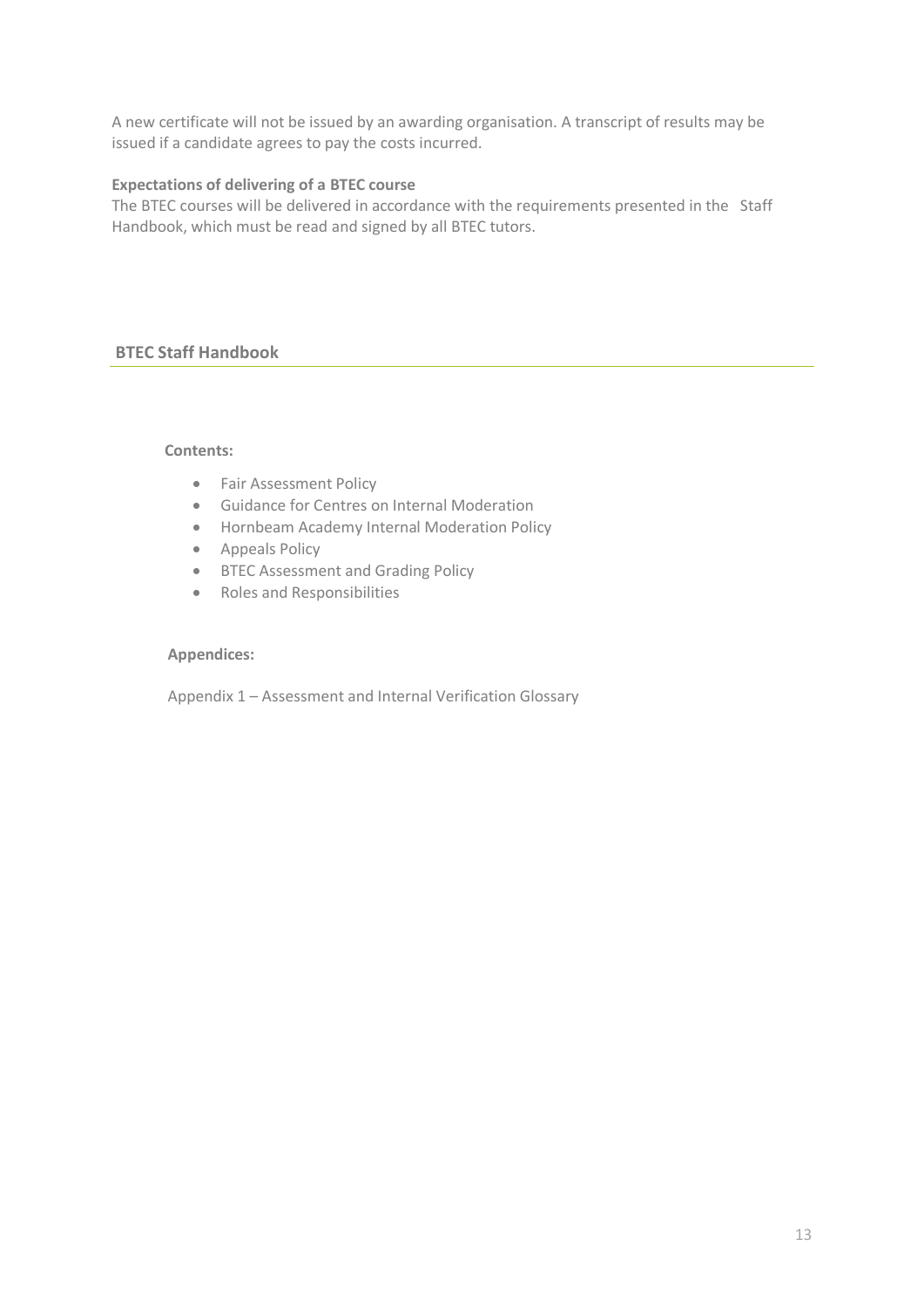A new certificate will not be issued by an awarding organisation. A transcript of results may be issued if a candidate agrees to pay the costs incurred.

**Expectations of delivering of a BTEC course**

The BTEC courses will be delivered in accordance with the requirements presented in the Staff Handbook, which must be read and signed by all BTEC tutors.

## BTEC Staff Handbook

**Contents:**

- Fair Assessment Policy
- Guidance for Centres on Internal Moderation
- Hornbeam Academy Internal Moderation Policy
- Appeals Policy
- BTEC Assessment and Grading Policy
- Roles and Responsibilities

**Appendices:**

Appendix 1 – Assessment and Internal Verification Glossary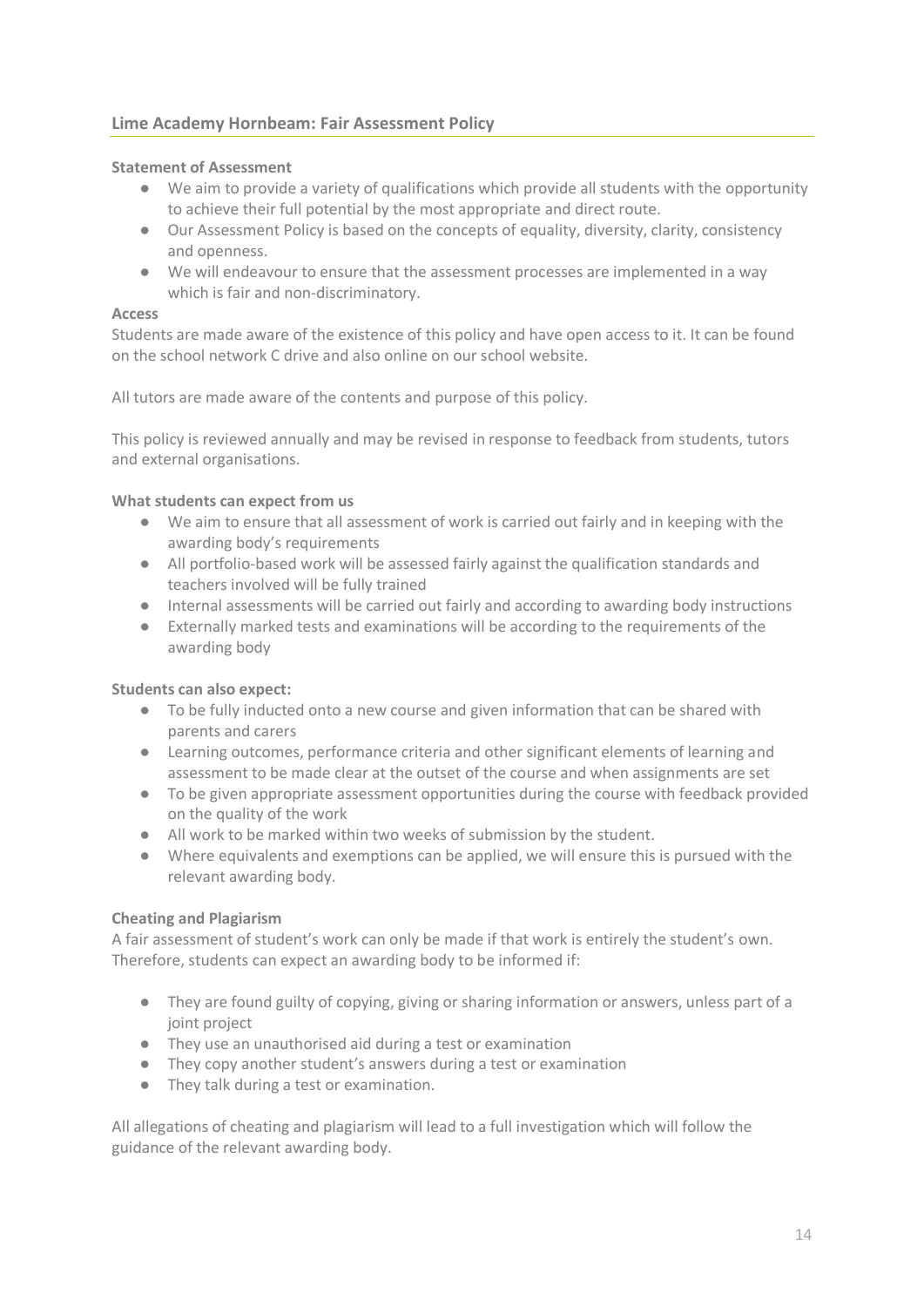## Lime Academy Hornbeam: Fair Assessment Policy

**Statement of Assessment**

- We aim to provide a variety of qualifications which provide all students with the opportunity to achieve their full potential by the most appropriate and direct route.
- Our Assessment Policy is based on the concepts of equality, diversity, clarity, consistency and openness.
- We will endeavour to ensure that the assessment processes are implemented in a way which is fair and non-discriminatory.

**Access**

Students are made aware of the existence of this policy and have open access to it. It can be found on the school network C drive and also online on our school website.

All tutors are made aware of the contents and purpose of this policy.

This policy is reviewed annually and may be revised in response to feedback from students, tutors and external organisations.

**What students can expect from us**

- We aim to ensure that all assessment of work is carried out fairly and in keeping with the awarding body's requirements
- All portfolio-based work will be assessed fairly against the qualification standards and teachers involved will be fully trained
- Internal assessments will be carried out fairly and according to awarding body instructions
- Externally marked tests and examinations will be according to the requirements of the awarding body

**Students can also expect:**

- To be fully inducted onto a new course and given information that can be shared with parents and carers
- Learning outcomes, performance criteria and other significant elements of learning and assessment to be made clear at the outset of the course and when assignments are set
- To be given appropriate assessment opportunities during the course with feedback provided on the quality of the work
- All work to be marked within two weeks of submission by the student.
- Where equivalents and exemptions can be applied, we will ensure this is pursued with the relevant awarding body.

**Cheating and Plagiarism**

A fair assessment of student's work can only be made if that work is entirely the student's own. Therefore, students can expect an awarding body to be informed if:

- They are found guilty of copying, giving or sharing information or answers, unless part of a joint project
- They use an unauthorised aid during a test or examination
- They copy another student's answers during a test or examination
- They talk during a test or examination.

All allegations of cheating and plagiarism will lead to a full investigation which will follow the guidance of the relevant awarding body.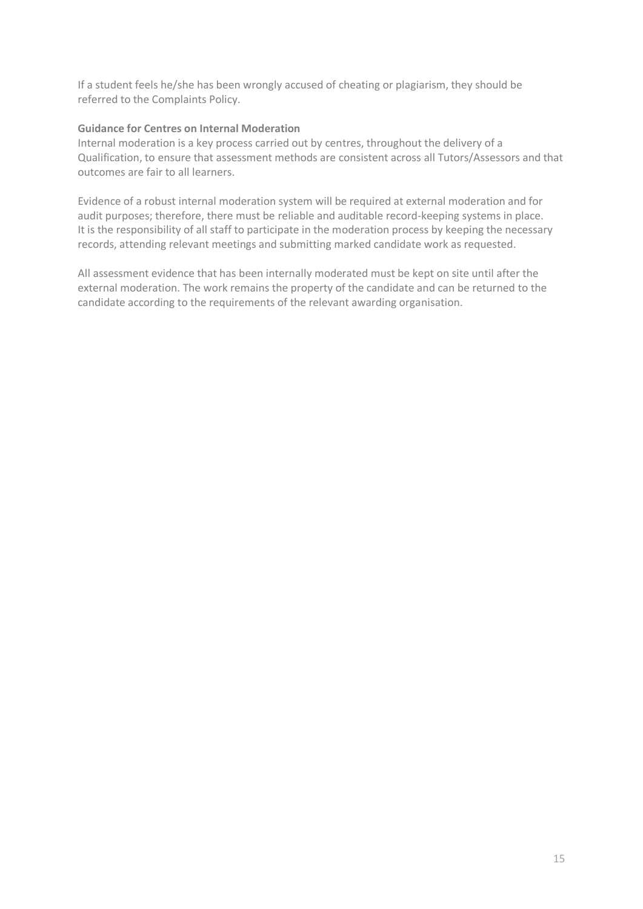If a student feels he/she has been wrongly accused of cheating or plagiarism, they should be referred to the Complaints Policy.

**Guidance for Centres on Internal Moderation**

Internal moderation is a key process carried out by centres, throughout the delivery of a Qualification, to ensure that assessment methods are consistent across all Tutors/Assessors and that outcomes are fair to all learners.

Evidence of a robust internal moderation system will be required at external moderation and for audit purposes; therefore, there must be reliable and auditable record-keeping systems in place. It is the responsibility of all staff to participate in the moderation process by keeping the necessary records, attending relevant meetings and submitting marked candidate work as requested.

All assessment evidence that has been internally moderated must be kept on site until after the external moderation. The work remains the property of the candidate and can be returned to the candidate according to the requirements of the relevant awarding organisation.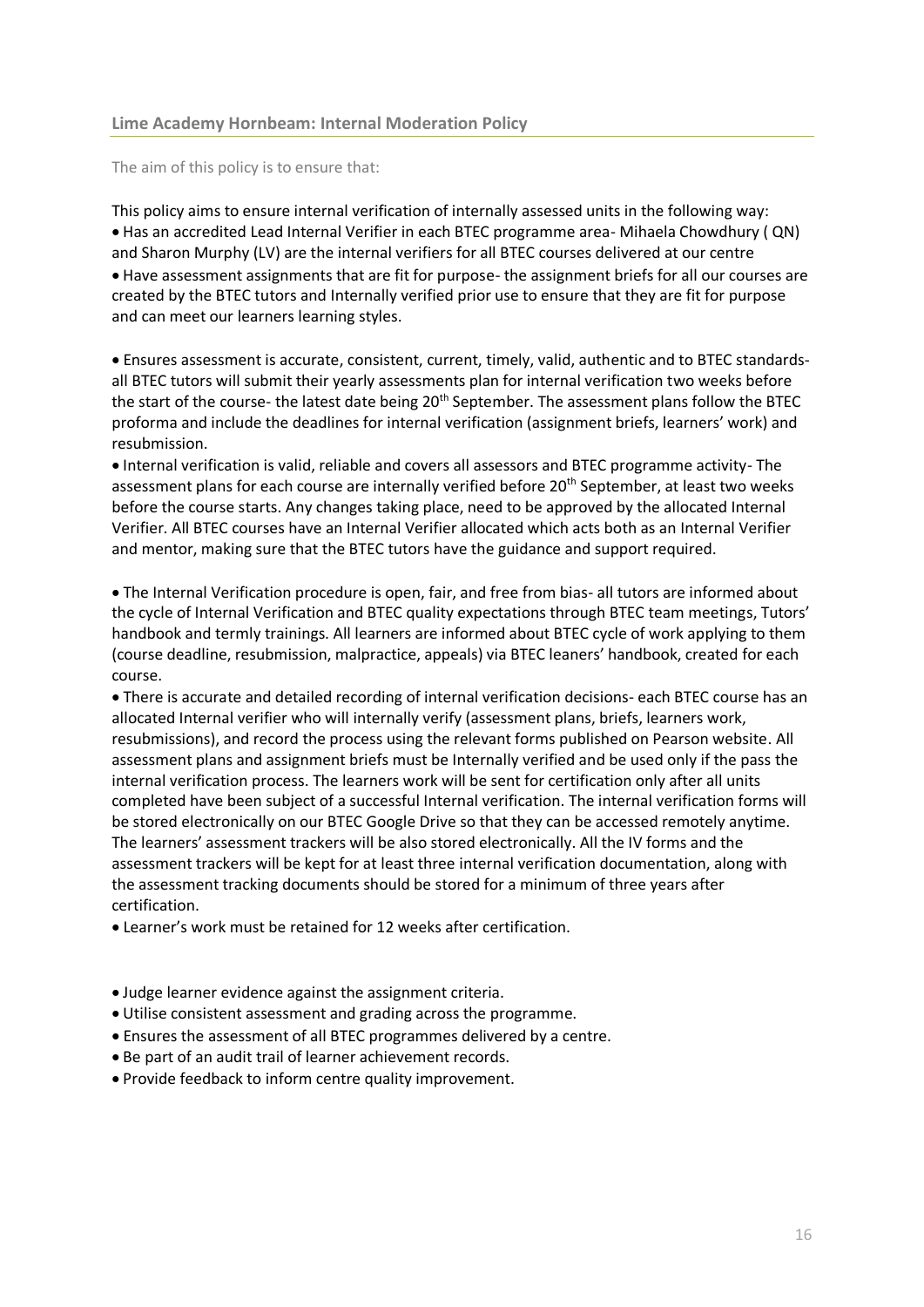## Lime Academy Hornbeam: Internal Moderation Policy

The aim of this policy is to ensure that:

This policy aims to ensure internal verification of internally assessed units in the following way:

- Has an accredited Lead Internal Verifier in each BTEC programme area- Mihaela Chowdhury ( QN) and Sharon Murphy (LV) are the internal verifiers for all BTEC courses delivered at our centre
- Have assessment assignments that are fit for purpose- the assignment briefs for all our courses are created by the BTEC tutors and Internally verified prior use to ensure that they are fit for purpose and can meet our learners learning styles.

- Ensures assessment is accurate, consistent, current, timely, valid, authentic and to BTEC standards- all BTEC tutors will submit their yearly assessments plan for internal verification two weeks before the start of the course- the latest date being 20th September. The assessment plans follow the BTEC proforma and include the deadlines for internal verification (assignment briefs, learners' work) and resubmission.
- Internal verification is valid, reliable and covers all assessors and BTEC programme activity- The assessment plans for each course are internally verified before 20th September, at least two weeks before the course starts. Any changes taking place, need to be approved by the allocated Internal Verifier. All BTEC courses have an Internal Verifier allocated which acts both as an Internal Verifier and mentor, making sure that the BTEC tutors have the guidance and support required.

- The Internal Verification procedure is open, fair, and free from bias- all tutors are informed about the cycle of Internal Verification and BTEC quality expectations through BTEC team meetings, Tutors' handbook and termly trainings. All learners are informed about BTEC cycle of work applying to them (course deadline, resubmission, malpractice, appeals) via BTEC leaners' handbook, created for each course.
- There is accurate and detailed recording of internal verification decisions- each BTEC course has an allocated Internal verifier who will internally verify (assessment plans, briefs, learners work, resubmissions), and record the process using the relevant forms published on Pearson website. All assessment plans and assignment briefs must be Internally verified and be used only if the pass the internal verification process. The learners work will be sent for certification only after all units completed have been subject of a successful Internal verification. The internal verification forms will be stored electronically on our BTEC Google Drive so that they can be accessed remotely anytime. The learners' assessment trackers will be also stored electronically. All the IV forms and the assessment trackers will be kept for at least three internal verification documentation, along with the assessment tracking documents should be stored for a minimum of three years after certification.
- Learner's work must be retained for 12 weeks after certification.

- Judge learner evidence against the assignment criteria.
- Utilise consistent assessment and grading across the programme.
- Ensures the assessment of all BTEC programmes delivered by a centre.
- Be part of an audit trail of learner achievement records.
- Provide feedback to inform centre quality improvement.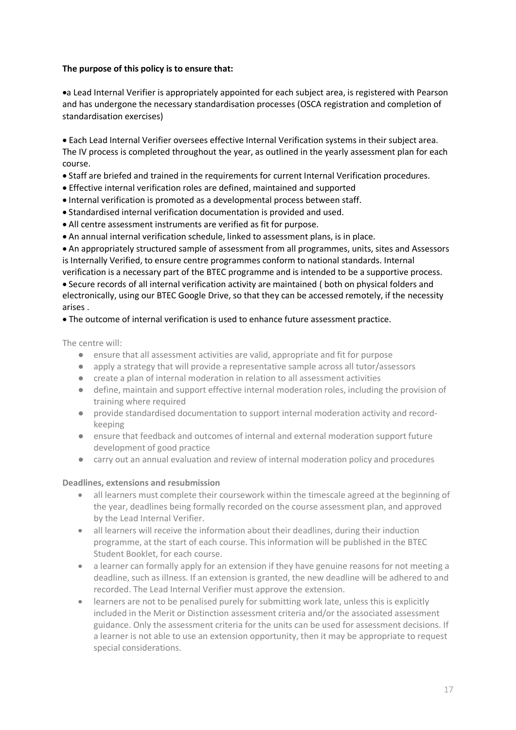**The purpose of this policy is to ensure that:**

- a Lead Internal Verifier is appropriately appointed for each subject area, is registered with Pearson and has undergone the necessary standardisation processes (OSCA registration and completion of standardisation exercises)

- Each Lead Internal Verifier oversees effective Internal Verification systems in their subject area. The IV process is completed throughout the year, as outlined in the yearly assessment plan for each course.
- Staff are briefed and trained in the requirements for current Internal Verification procedures.
- Effective internal verification roles are defined, maintained and supported
- Internal verification is promoted as a developmental process between staff.
- Standardised internal verification documentation is provided and used.
- All centre assessment instruments are verified as fit for purpose.
- An annual internal verification schedule, linked to assessment plans, is in place.
- An appropriately structured sample of assessment from all programmes, units, sites and Assessors is Internally Verified, to ensure centre programmes conform to national standards. Internal verification is a necessary part of the BTEC programme and is intended to be a supportive process.
- Secure records of all internal verification activity are maintained ( both on physical folders and electronically, using our BTEC Google Drive, so that they can be accessed remotely, if the necessity arises .
- The outcome of internal verification is used to enhance future assessment practice.

The centre will:

- ensure that all assessment activities are valid, appropriate and fit for purpose
- apply a strategy that will provide a representative sample across all tutor/assessors
- create a plan of internal moderation in relation to all assessment activities
- define, maintain and support effective internal moderation roles, including the provision of training where required
- provide standardised documentation to support internal moderation activity and record-keeping
- ensure that feedback and outcomes of internal and external moderation support future development of good practice
- carry out an annual evaluation and review of internal moderation policy and procedures

**Deadlines, extensions and resubmission**

- all learners must complete their coursework within the timescale agreed at the beginning of the year, deadlines being formally recorded on the course assessment plan, and approved by the Lead Internal Verifier.
- all learners will receive the information about their deadlines, during their induction programme, at the start of each course. This information will be published in the BTEC Student Booklet, for each course.
- a learner can formally apply for an extension if they have genuine reasons for not meeting a deadline, such as illness. If an extension is granted, the new deadline will be adhered to and recorded. The Lead Internal Verifier must approve the extension.
- learners are not to be penalised purely for submitting work late, unless this is explicitly included in the Merit or Distinction assessment criteria and/or the associated assessment guidance. Only the assessment criteria for the units can be used for assessment decisions. If a learner is not able to use an extension opportunity, then it may be appropriate to request special considerations.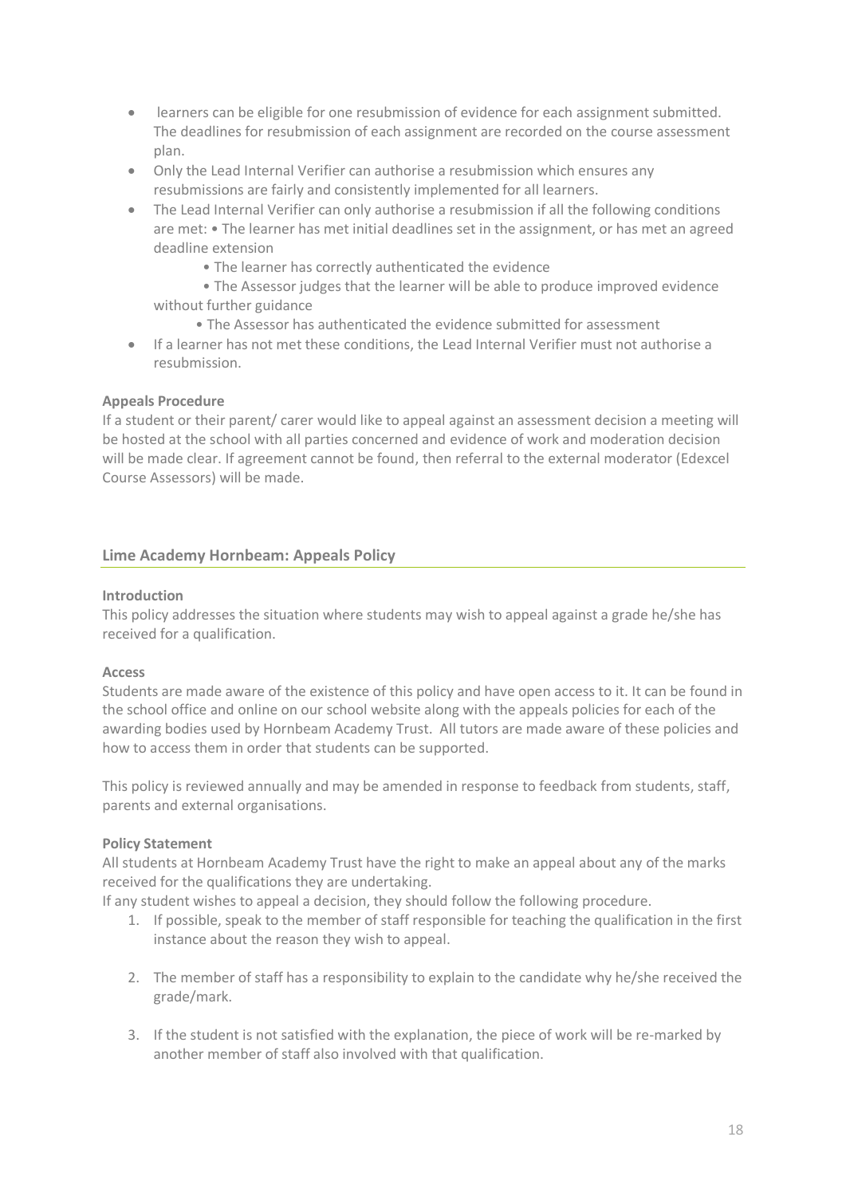- learners can be eligible for one resubmission of evidence for each assignment submitted. The deadlines for resubmission of each assignment are recorded on the course assessment plan.
- Only the Lead Internal Verifier can authorise a resubmission which ensures any resubmissions are fairly and consistently implemented for all learners.
- The Lead Internal Verifier can only authorise a resubmission if all the following conditions are met: • The learner has met initial deadlines set in the assignment, or has met an agreed deadline extension
  - • The learner has correctly authenticated the evidence
  - • The Assessor judges that the learner will be able to produce improved evidence without further guidance
  - • The Assessor has authenticated the evidence submitted for assessment
- If a learner has not met these conditions, the Lead Internal Verifier must not authorise a resubmission.

**Appeals Procedure**

If a student or their parent/ carer would like to appeal against an assessment decision a meeting will be hosted at the school with all parties concerned and evidence of work and moderation decision will be made clear. If agreement cannot be found, then referral to the external moderator (Edexcel Course Assessors) will be made.

## Lime Academy Hornbeam: Appeals Policy

**Introduction**

This policy addresses the situation where students may wish to appeal against a grade he/she has received for a qualification.

**Access**

Students are made aware of the existence of this policy and have open access to it. It can be found in the school office and online on our school website along with the appeals policies for each of the awarding bodies used by Hornbeam Academy Trust. All tutors are made aware of these policies and how to access them in order that students can be supported.

This policy is reviewed annually and may be amended in response to feedback from students, staff, parents and external organisations.

**Policy Statement**

All students at Hornbeam Academy Trust have the right to make an appeal about any of the marks received for the qualifications they are undertaking.

If any student wishes to appeal a decision, they should follow the following procedure.

1. If possible, speak to the member of staff responsible for teaching the qualification in the first instance about the reason they wish to appeal.

2. The member of staff has a responsibility to explain to the candidate why he/she received the grade/mark.

3. If the student is not satisfied with the explanation, the piece of work will be re-marked by another member of staff also involved with that qualification.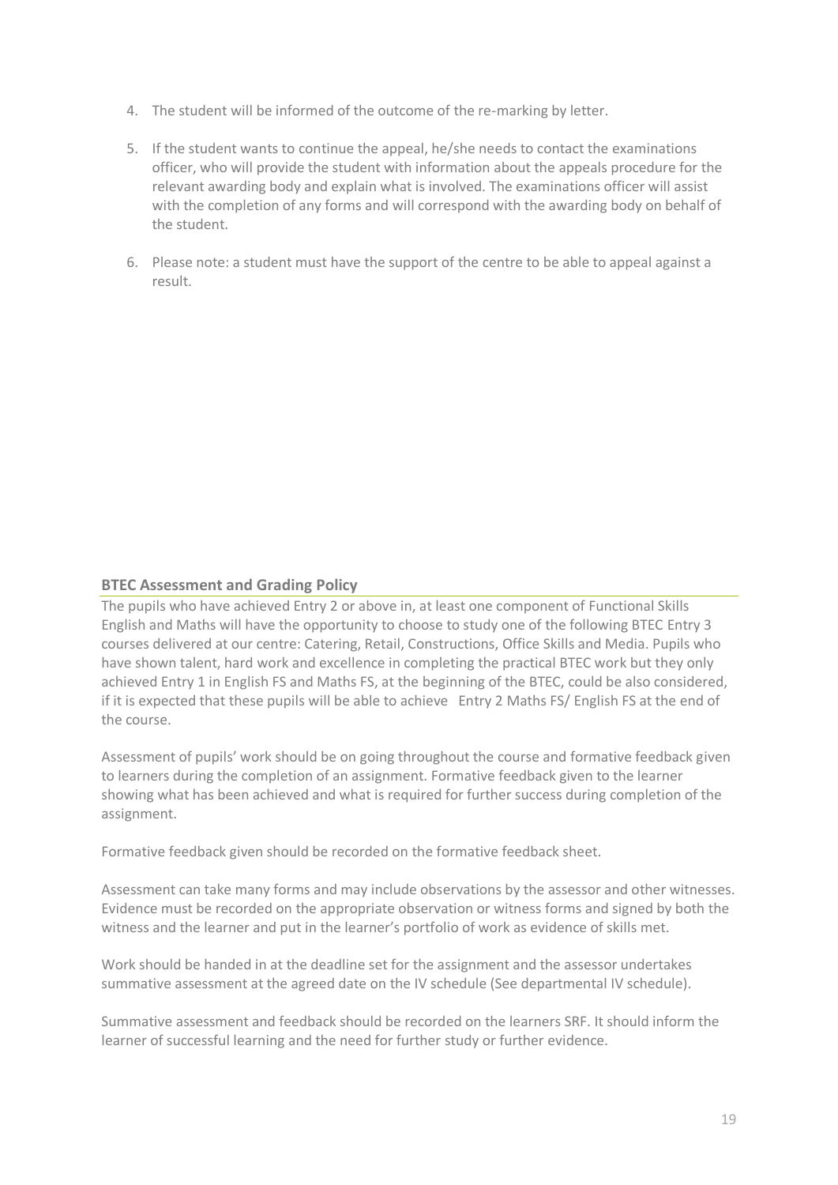4. The student will be informed of the outcome of the re-marking by letter.

5. If the student wants to continue the appeal, he/she needs to contact the examinations officer, who will provide the student with information about the appeals procedure for the relevant awarding body and explain what is involved. The examinations officer will assist with the completion of any forms and will correspond with the awarding body on behalf of the student.

6. Please note: a student must have the support of the centre to be able to appeal against a result.

## BTEC Assessment and Grading Policy

The pupils who have achieved Entry 2 or above in, at least one component of Functional Skills English and Maths will have the opportunity to choose to study one of the following BTEC Entry 3 courses delivered at our centre: Catering, Retail, Constructions, Office Skills and Media. Pupils who have shown talent, hard work and excellence in completing the practical BTEC work but they only achieved Entry 1 in English FS and Maths FS, at the beginning of the BTEC, could be also considered, if it is expected that these pupils will be able to achieve Entry 2 Maths FS/ English FS at the end of the course.

Assessment of pupils' work should be on going throughout the course and formative feedback given to learners during the completion of an assignment. Formative feedback given to the learner showing what has been achieved and what is required for further success during completion of the assignment.

Formative feedback given should be recorded on the formative feedback sheet.

Assessment can take many forms and may include observations by the assessor and other witnesses. Evidence must be recorded on the appropriate observation or witness forms and signed by both the witness and the learner and put in the learner's portfolio of work as evidence of skills met.

Work should be handed in at the deadline set for the assignment and the assessor undertakes summative assessment at the agreed date on the IV schedule (See departmental IV schedule).

Summative assessment and feedback should be recorded on the learners SRF. It should inform the learner of successful learning and the need for further study or further evidence.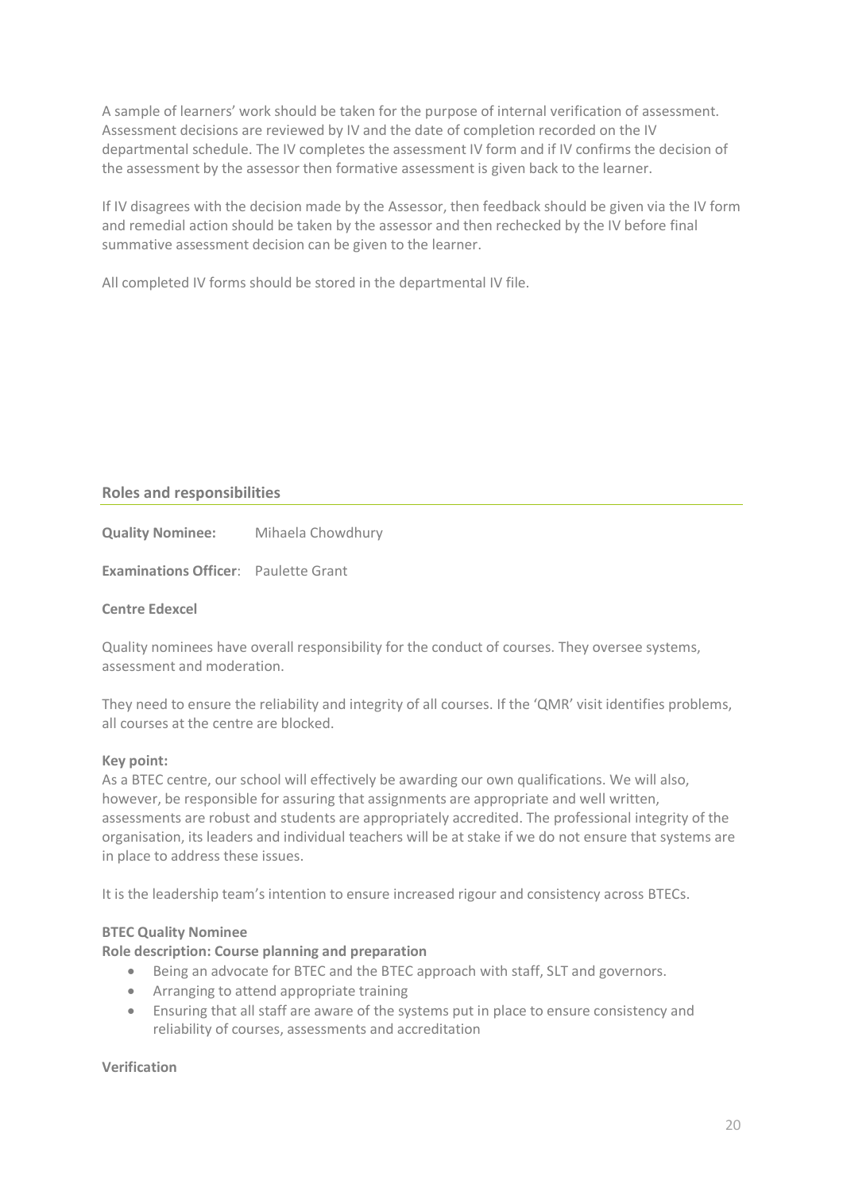A sample of learners' work should be taken for the purpose of internal verification of assessment. Assessment decisions are reviewed by IV and the date of completion recorded on the IV departmental schedule. The IV completes the assessment IV form and if IV confirms the decision of the assessment by the assessor then formative assessment is given back to the learner.

If IV disagrees with the decision made by the Assessor, then feedback should be given via the IV form and remedial action should be taken by the assessor and then rechecked by the IV before final summative assessment decision can be given to the learner.

All completed IV forms should be stored in the departmental IV file.

## Roles and responsibilities

**Quality Nominee:** Mihaela Chowdhury

**Examinations Officer**: Paulette Grant

**Centre Edexcel**

Quality nominees have overall responsibility for the conduct of courses. They oversee systems, assessment and moderation.

They need to ensure the reliability and integrity of all courses. If the 'QMR' visit identifies problems, all courses at the centre are blocked.

**Key point:**
As a BTEC centre, our school will effectively be awarding our own qualifications. We will also, however, be responsible for assuring that assignments are appropriate and well written, assessments are robust and students are appropriately accredited. The professional integrity of the organisation, its leaders and individual teachers will be at stake if we do not ensure that systems are in place to address these issues.

It is the leadership team's intention to ensure increased rigour and consistency across BTECs.

**BTEC Quality Nominee**
**Role description: Course planning and preparation**

- Being an advocate for BTEC and the BTEC approach with staff, SLT and governors.
- Arranging to attend appropriate training
- Ensuring that all staff are aware of the systems put in place to ensure consistency and reliability of courses, assessments and accreditation

**Verification**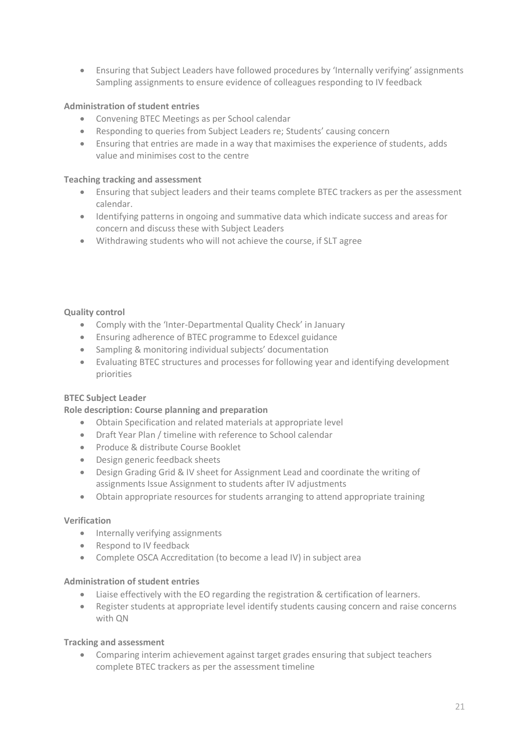- Ensuring that Subject Leaders have followed procedures by 'Internally verifying' assignments Sampling assignments to ensure evidence of colleagues responding to IV feedback

**Administration of student entries**

- Convening BTEC Meetings as per School calendar
- Responding to queries from Subject Leaders re; Students' causing concern
- Ensuring that entries are made in a way that maximises the experience of students, adds value and minimises cost to the centre

**Teaching tracking and assessment**

- Ensuring that subject leaders and their teams complete BTEC trackers as per the assessment calendar.
- Identifying patterns in ongoing and summative data which indicate success and areas for concern and discuss these with Subject Leaders
- Withdrawing students who will not achieve the course, if SLT agree

**Quality control**

- Comply with the 'Inter-Departmental Quality Check' in January
- Ensuring adherence of BTEC programme to Edexcel guidance
- Sampling & monitoring individual subjects' documentation
- Evaluating BTEC structures and processes for following year and identifying development priorities

**BTEC Subject Leader**

**Role description: Course planning and preparation**

- Obtain Specification and related materials at appropriate level
- Draft Year Plan / timeline with reference to School calendar
- Produce & distribute Course Booklet
- Design generic feedback sheets
- Design Grading Grid & IV sheet for Assignment Lead and coordinate the writing of assignments Issue Assignment to students after IV adjustments
- Obtain appropriate resources for students arranging to attend appropriate training

**Verification**

- Internally verifying assignments
- Respond to IV feedback
- Complete OSCA Accreditation (to become a lead IV) in subject area

**Administration of student entries**

- Liaise effectively with the EO regarding the registration & certification of learners.
- Register students at appropriate level identify students causing concern and raise concerns with QN

**Tracking and assessment**

- Comparing interim achievement against target grades ensuring that subject teachers complete BTEC trackers as per the assessment timeline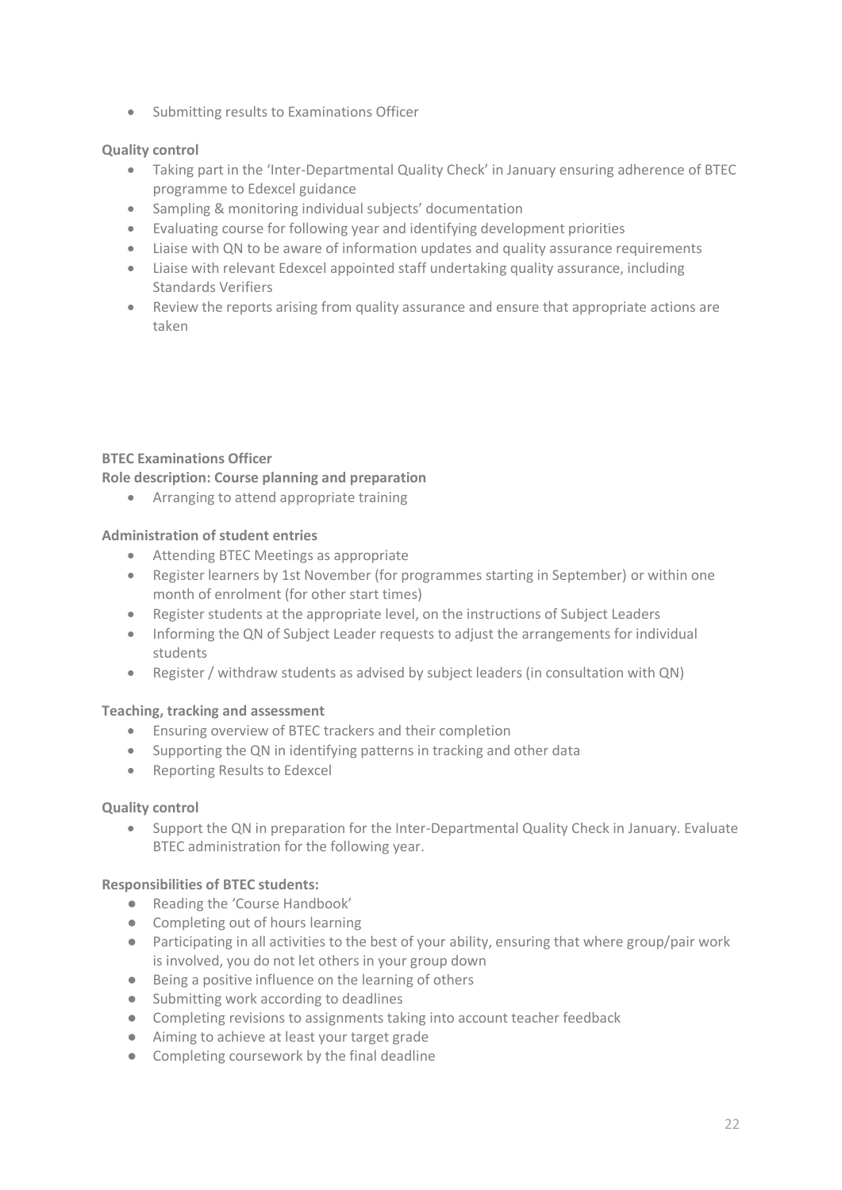- Submitting results to Examinations Officer

**Quality control**

- Taking part in the 'Inter-Departmental Quality Check' in January ensuring adherence of BTEC programme to Edexcel guidance
- Sampling & monitoring individual subjects' documentation
- Evaluating course for following year and identifying development priorities
- Liaise with QN to be aware of information updates and quality assurance requirements
- Liaise with relevant Edexcel appointed staff undertaking quality assurance, including Standards Verifiers
- Review the reports arising from quality assurance and ensure that appropriate actions are taken

**BTEC Examinations Officer**

**Role description: Course planning and preparation**

- Arranging to attend appropriate training

**Administration of student entries**

- Attending BTEC Meetings as appropriate
- Register learners by 1st November (for programmes starting in September) or within one month of enrolment (for other start times)
- Register students at the appropriate level, on the instructions of Subject Leaders
- Informing the QN of Subject Leader requests to adjust the arrangements for individual students
- Register / withdraw students as advised by subject leaders (in consultation with QN)

**Teaching, tracking and assessment**

- Ensuring overview of BTEC trackers and their completion
- Supporting the QN in identifying patterns in tracking and other data
- Reporting Results to Edexcel

**Quality control**

- Support the QN in preparation for the Inter-Departmental Quality Check in January. Evaluate BTEC administration for the following year.

**Responsibilities of BTEC students:**

- Reading the 'Course Handbook'
- Completing out of hours learning
- Participating in all activities to the best of your ability, ensuring that where group/pair work is involved, you do not let others in your group down
- Being a positive influence on the learning of others
- Submitting work according to deadlines
- Completing revisions to assignments taking into account teacher feedback
- Aiming to achieve at least your target grade
- Completing coursework by the final deadline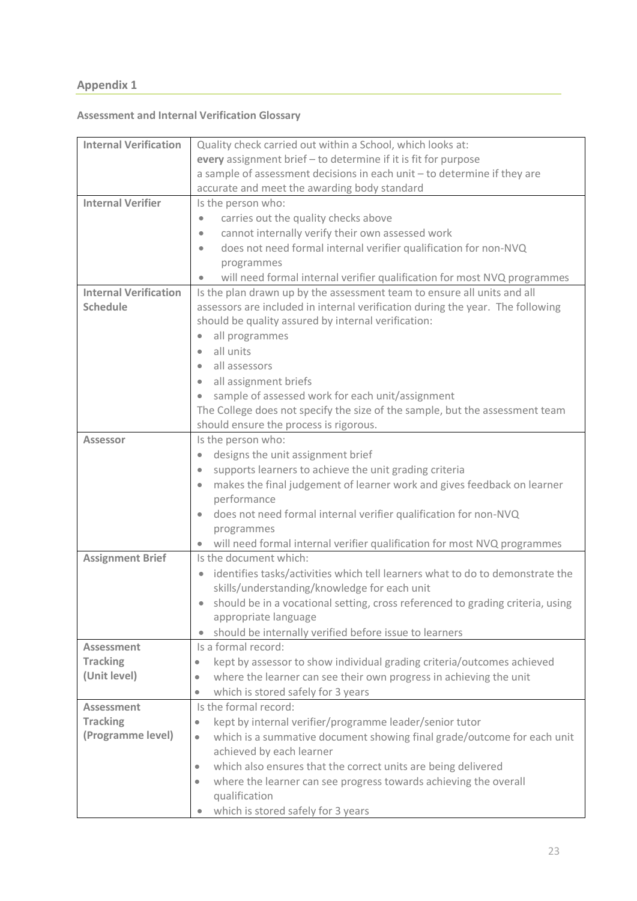## Appendix 1

**Assessment and Internal Verification Glossary**

| | |
|---|---|
| **Internal Verification** | Quality check carried out within a School, which looks at:<br>**every** assignment brief – to determine if it is fit for purpose<br>a sample of assessment decisions in each unit – to determine if they are accurate and meet the awarding body standard |
| **Internal Verifier** | Is the person who:<br>• carries out the quality checks above<br>• cannot internally verify their own assessed work<br>• does not need formal internal verifier qualification for non-NVQ programmes<br>• will need formal internal verifier qualification for most NVQ programmes |
| **Internal Verification Schedule** | Is the plan drawn up by the assessment team to ensure all units and all assessors are included in internal verification during the year. The following should be quality assured by internal verification:<br>• all programmes<br>• all units<br>• all assessors<br>• all assignment briefs<br>• sample of assessed work for each unit/assignment<br>The College does not specify the size of the sample, but the assessment team should ensure the process is rigorous. |
| **Assessor** | Is the person who:<br>• designs the unit assignment brief<br>• supports learners to achieve the unit grading criteria<br>• makes the final judgement of learner work and gives feedback on learner performance<br>• does not need formal internal verifier qualification for non-NVQ programmes<br>• will need formal internal verifier qualification for most NVQ programmes |
| **Assignment Brief** | Is the document which:<br>• identifies tasks/activities which tell learners what to do to demonstrate the skills/understanding/knowledge for each unit<br>• should be in a vocational setting, cross referenced to grading criteria, using appropriate language<br>• should be internally verified before issue to learners |
| **Assessment Tracking (Unit level)** | Is a formal record:<br>• kept by assessor to show individual grading criteria/outcomes achieved<br>• where the learner can see their own progress in achieving the unit<br>• which is stored safely for 3 years |
| **Assessment Tracking (Programme level)** | Is the formal record:<br>• kept by internal verifier/programme leader/senior tutor<br>• which is a summative document showing final grade/outcome for each unit achieved by each learner<br>• which also ensures that the correct units are being delivered<br>• where the learner can see progress towards achieving the overall qualification<br>• which is stored safely for 3 years |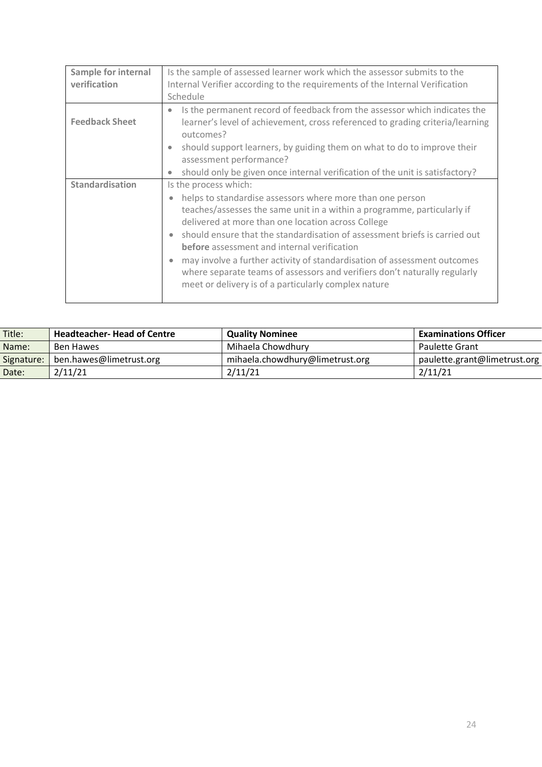| | |
|---|---|
| **Sample for internal verification** | Is the sample of assessed learner work which the assessor submits to the Internal Verifier according to the requirements of the Internal Verification Schedule |
| **Feedback Sheet** | • Is the permanent record of feedback from the assessor which indicates the learner's level of achievement, cross referenced to grading criteria/learning outcomes?<br>• should support learners, by guiding them on what to do to improve their assessment performance?<br>• should only be given once internal verification of the unit is satisfactory? |
| **Standardisation** | Is the process which:<br>• helps to standardise assessors where more than one person teaches/assesses the same unit in a within a programme, particularly if delivered at more than one location across College<br>• should ensure that the standardisation of assessment briefs is carried out **before** assessment and internal verification<br>• may involve a further activity of standardisation of assessment outcomes where separate teams of assessors and verifiers don't naturally regularly meet or delivery is of a particularly complex nature |

| Title: | **Headteacher- Head of Centre** | **Quality Nominee** | **Examinations Officer** |
|---|---|---|---|
| Name: | Ben Hawes | Mihaela Chowdhury | Paulette Grant |
| Signature: | ben.hawes@limetrust.org | mihaela.chowdhury@limetrust.org | paulette.grant@limetrust.org |
| Date: | 2/11/21 | 2/11/21 | 2/11/21 |